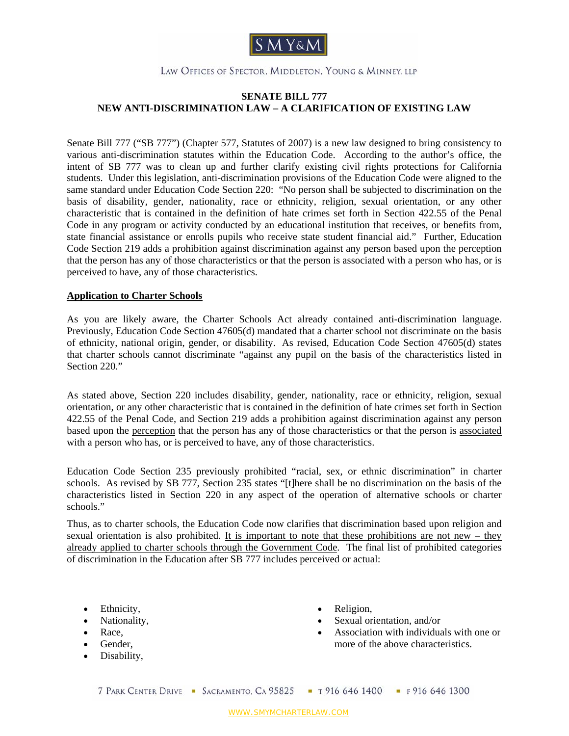# SENATE BILL 777
## NEW ANTI-DISCRIMINATION LAW – A CLARIFICATION OF EXISTING LAW

Senate Bill 777 ("SB 777") (Chapter 577, Statutes of 2007) is a new law designed to bring consistency to various anti-discrimination statutes within the Education Code. According to the author's office, the intent of SB 777 was to clean up and further clarify existing civil rights protections for California students. Under this legislation, anti-discrimination provisions of the Education Code were aligned to the same standard under Education Code Section 220: "No person shall be subjected to discrimination on the basis of disability, gender, nationality, race or ethnicity, religion, sexual orientation, or any other characteristic that is contained in the definition of hate crimes set forth in Section 422.55 of the Penal Code in any program or activity conducted by an educational institution that receives, or benefits from, state financial assistance or enrolls pupils who receive state student financial aid." Further, Education Code Section 219 adds a prohibition against discrimination against any person based upon the perception that the person has any of those characteristics or that the person is associated with a person who has, or is perceived to have, any of those characteristics.

**Application to Charter Schools**

As you are likely aware, the Charter Schools Act already contained anti-discrimination language. Previously, Education Code Section 47605(d) mandated that a charter school not discriminate on the basis of ethnicity, national origin, gender, or disability. As revised, Education Code Section 47605(d) states that charter schools cannot discriminate "against any pupil on the basis of the characteristics listed in Section 220."

As stated above, Section 220 includes disability, gender, nationality, race or ethnicity, religion, sexual orientation, or any other characteristic that is contained in the definition of hate crimes set forth in Section 422.55 of the Penal Code, and Section 219 adds a prohibition against discrimination against any person based upon the perception that the person has any of those characteristics or that the person is associated with a person who has, or is perceived to have, any of those characteristics.

Education Code Section 235 previously prohibited "racial, sex, or ethnic discrimination" in charter schools. As revised by SB 777, Section 235 states "[t]here shall be no discrimination on the basis of the characteristics listed in Section 220 in any aspect of the operation of alternative schools or charter schools."

Thus, as to charter schools, the Education Code now clarifies that discrimination based upon religion and sexual orientation is also prohibited. It is important to note that these prohibitions are not new – they already applied to charter schools through the Government Code. The final list of prohibited categories of discrimination in the Education after SB 777 includes perceived or actual:

- Ethnicity,
- Nationality,
- Race,
- Gender,
- Disability,
- Religion,
- Sexual orientation, and/or
- Association with individuals with one or more of the above characteristics.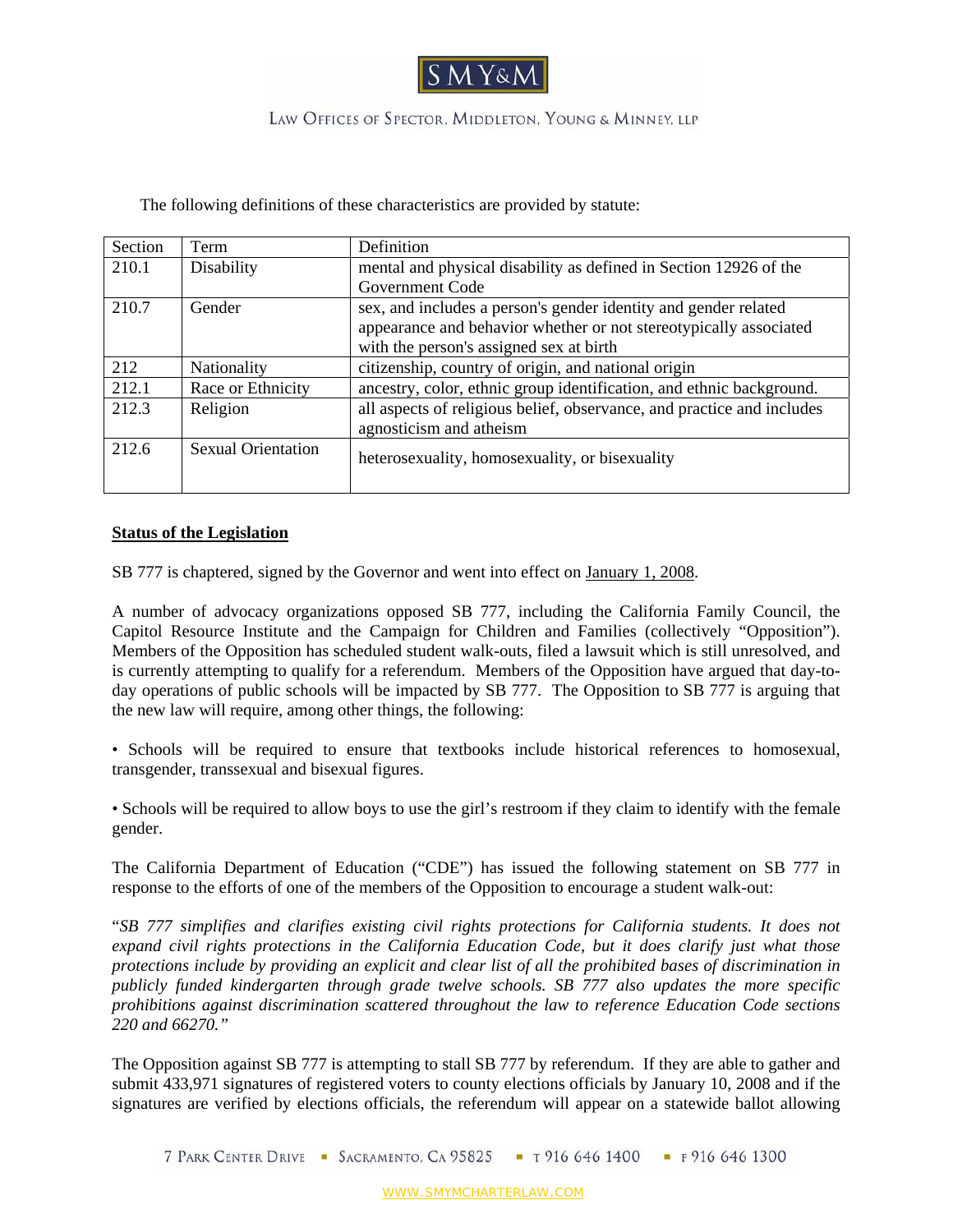The following definitions of these characteristics are provided by statute:

| Section | Term | Definition |
|---|---|---|
| 210.1 | Disability | mental and physical disability as defined in Section 12926 of the Government Code |
| 210.7 | Gender | sex, and includes a person's gender identity and gender related appearance and behavior whether or not stereotypically associated with the person's assigned sex at birth |
| 212 | Nationality | citizenship, country of origin, and national origin |
| 212.1 | Race or Ethnicity | ancestry, color, ethnic group identification, and ethnic background. |
| 212.3 | Religion | all aspects of religious belief, observance, and practice and includes agnosticism and atheism |
| 212.6 | Sexual Orientation | heterosexuality, homosexuality, or bisexuality |

**Status of the Legislation**

SB 777 is chaptered, signed by the Governor and went into effect on January 1, 2008.

A number of advocacy organizations opposed SB 777, including the California Family Council, the Capitol Resource Institute and the Campaign for Children and Families (collectively "Opposition"). Members of the Opposition has scheduled student walk-outs, filed a lawsuit which is still unresolved, and is currently attempting to qualify for a referendum. Members of the Opposition have argued that day-to-day operations of public schools will be impacted by SB 777. The Opposition to SB 777 is arguing that the new law will require, among other things, the following:

• Schools will be required to ensure that textbooks include historical references to homosexual, transgender, transsexual and bisexual figures.

• Schools will be required to allow boys to use the girl's restroom if they claim to identify with the female gender.

The California Department of Education ("CDE") has issued the following statement on SB 777 in response to the efforts of one of the members of the Opposition to encourage a student walk-out:

"*SB 777 simplifies and clarifies existing civil rights protections for California students. It does not expand civil rights protections in the California Education Code, but it does clarify just what those protections include by providing an explicit and clear list of all the prohibited bases of discrimination in publicly funded kindergarten through grade twelve schools. SB 777 also updates the more specific prohibitions against discrimination scattered throughout the law to reference Education Code sections 220 and 66270.*"

The Opposition against SB 777 is attempting to stall SB 777 by referendum. If they are able to gather and submit 433,971 signatures of registered voters to county elections officials by January 10, 2008 and if the signatures are verified by elections officials, the referendum will appear on a statewide ballot allowing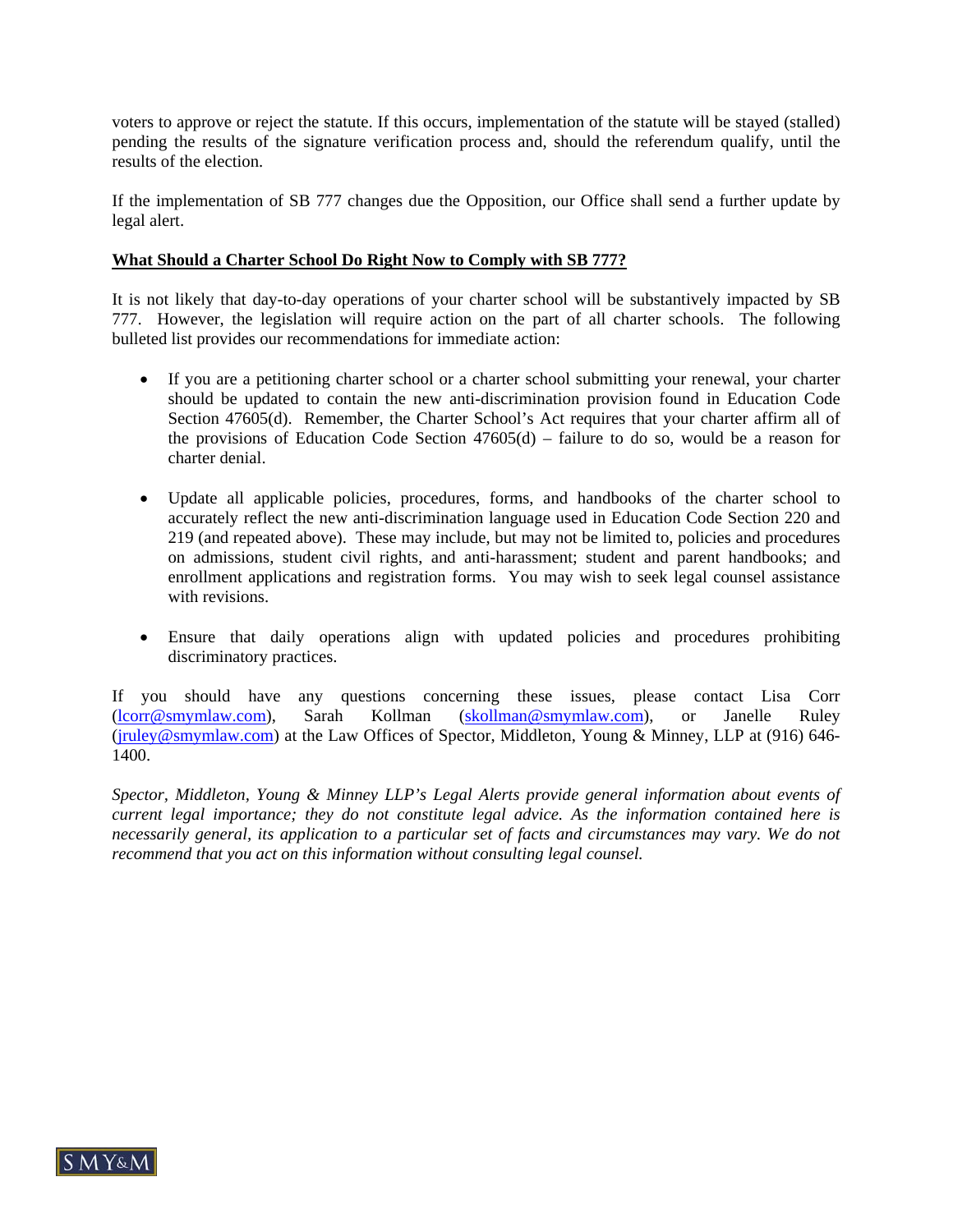voters to approve or reject the statute. If this occurs, implementation of the statute will be stayed (stalled) pending the results of the signature verification process and, should the referendum qualify, until the results of the election.

If the implementation of SB 777 changes due the Opposition, our Office shall send a further update by legal alert.

**What Should a Charter School Do Right Now to Comply with SB 777?**

It is not likely that day-to-day operations of your charter school will be substantively impacted by SB 777. However, the legislation will require action on the part of all charter schools. The following bulleted list provides our recommendations for immediate action:

- If you are a petitioning charter school or a charter school submitting your renewal, your charter should be updated to contain the new anti-discrimination provision found in Education Code Section 47605(d). Remember, the Charter School's Act requires that your charter affirm all of the provisions of Education Code Section 47605(d) – failure to do so, would be a reason for charter denial.

- Update all applicable policies, procedures, forms, and handbooks of the charter school to accurately reflect the new anti-discrimination language used in Education Code Section 220 and 219 (and repeated above). These may include, but may not be limited to, policies and procedures on admissions, student civil rights, and anti-harassment; student and parent handbooks; and enrollment applications and registration forms. You may wish to seek legal counsel assistance with revisions.

- Ensure that daily operations align with updated policies and procedures prohibiting discriminatory practices.

If you should have any questions concerning these issues, please contact Lisa Corr (lcorr@smymlaw.com), Sarah Kollman (skollman@smymlaw.com), or Janelle Ruley (jruley@smymlaw.com) at the Law Offices of Spector, Middleton, Young & Minney, LLP at (916) 646-1400.

*Spector, Middleton, Young & Minney LLP's Legal Alerts provide general information about events of current legal importance; they do not constitute legal advice. As the information contained here is necessarily general, its application to a particular set of facts and circumstances may vary. We do not recommend that you act on this information without consulting legal counsel.*